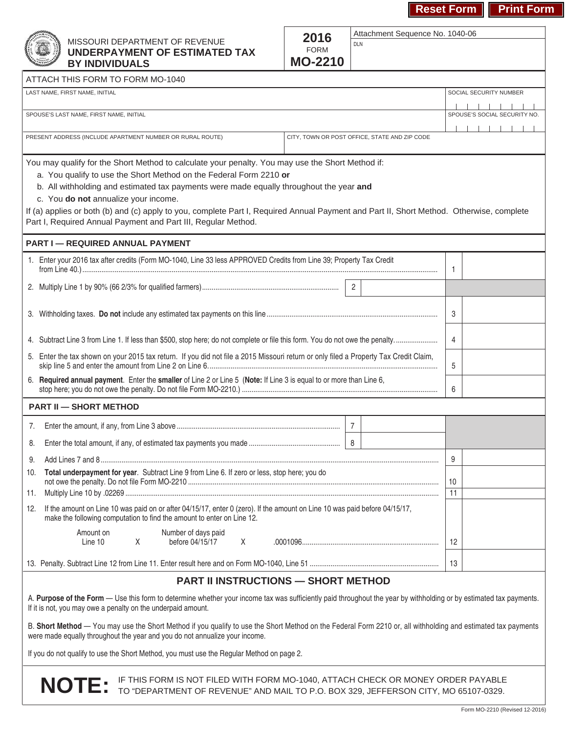Reset Form | Print Form

MISSOURI DEPARTMENT OF REVENUE
**UNDERPAYMENT OF ESTIMATED TAX BY INDIVIDUALS**

**2016**
FORM
**MO-2210**

Attachment Sequence No. 1040-06

DLN

ATTACH THIS FORM TO FORM MO-1040

| LAST NAME, FIRST NAME, INITIAL | | SOCIAL SECURITY NUMBER |
|---|---|---|
| SPOUSE'S LAST NAME, FIRST NAME, INITIAL | | SPOUSE'S SOCIAL SECURITY NO. |
| PRESENT ADDRESS (INCLUDE APARTMENT NUMBER OR RURAL ROUTE) | CITY, TOWN OR POST OFFICE, STATE AND ZIP CODE | |

You may qualify for the Short Method to calculate your penalty. You may use the Short Method if:

a. You qualify to use the Short Method on the Federal Form 2210 **or**
b. All withholding and estimated tax payments were made equally throughout the year **and**
c. You **do not** annualize your income.

If (a) applies or both (b) and (c) apply to you, complete Part I, Required Annual Payment and Part II, Short Method. Otherwise, complete Part I, Required Annual Payment and Part III, Regular Method.

## PART I — REQUIRED ANNUAL PAYMENT

| | | | | |
|---|---|---|---|---|
| 1. Enter your 2016 tax after credits (Form MO-1040, Line 33 less APPROVED Credits from Line 39; Property Tax Credit from Line 40.) | | | 1 | |
| 2. Multiply Line 1 by 90% (66 2/3% for qualified farmers) | 2 | | | |
| 3. Withholding taxes. **Do not** include any estimated tax payments on this line | | | 3 | |
| 4. Subtract Line 3 from Line 1. If less than $500, stop here; do not complete or file this form. You do not owe the penalty. | | | 4 | |
| 5. Enter the tax shown on your 2015 tax return. If you did not file a 2015 Missouri return or only filed a Property Tax Credit Claim, skip line 5 and enter the amount from Line 2 on Line 6. | | | 5 | |
| 6. **Required annual payment**. Enter the **smaller** of Line 2 or Line 5 (**Note:** If Line 3 is equal to or more than Line 6, stop here; you do not owe the penalty. Do not file Form MO-2210.) | | | 6 | |

## PART II — SHORT METHOD

| | | | | |
|---|---|---|---|---|
| 7. Enter the amount, if any, from Line 3 above | 7 | | | |
| 8. Enter the total amount, if any, of estimated tax payments you made | 8 | | | |
| 9. Add Lines 7 and 8 | | | 9 | |
| 10. **Total underpayment for year**. Subtract Line 9 from Line 6. If zero or less, stop here; you do not owe the penalty. Do not file Form MO-2210 | | | 10 | |
| 11. Multiply Line 10 by .02269 | | | 11 | |
| 12. If the amount on Line 10 was paid on or after 04/15/17, enter 0 (zero). If the amount on Line 10 was paid before 04/15/17, make the following computation to find the amount to enter on Line 12. Amount on Line 10 X Number of days paid before 04/15/17 X .0001096 | | | 12 | |
| 13. Penalty. Subtract Line 12 from Line 11. Enter result here and on Form MO-1040, Line 51 | | | 13 | |

## PART II INSTRUCTIONS — SHORT METHOD

A. **Purpose of the Form** — Use this form to determine whether your income tax was sufficiently paid throughout the year by withholding or by estimated tax payments. If it is not, you may owe a penalty on the underpaid amount.

B. **Short Method** — You may use the Short Method if you qualify to use the Short Method on the Federal Form 2210 or, all withholding and estimated tax payments were made equally throughout the year and you do not annualize your income.

If you do not qualify to use the Short Method, you must use the Regular Method on page 2.

**NOTE:** IF THIS FORM IS NOT FILED WITH FORM MO-1040, ATTACH CHECK OR MONEY ORDER PAYABLE TO "DEPARTMENT OF REVENUE" AND MAIL TO P.O. BOX 329, JEFFERSON CITY, MO 65107-0329.

Form MO-2210 (Revised 12-2016)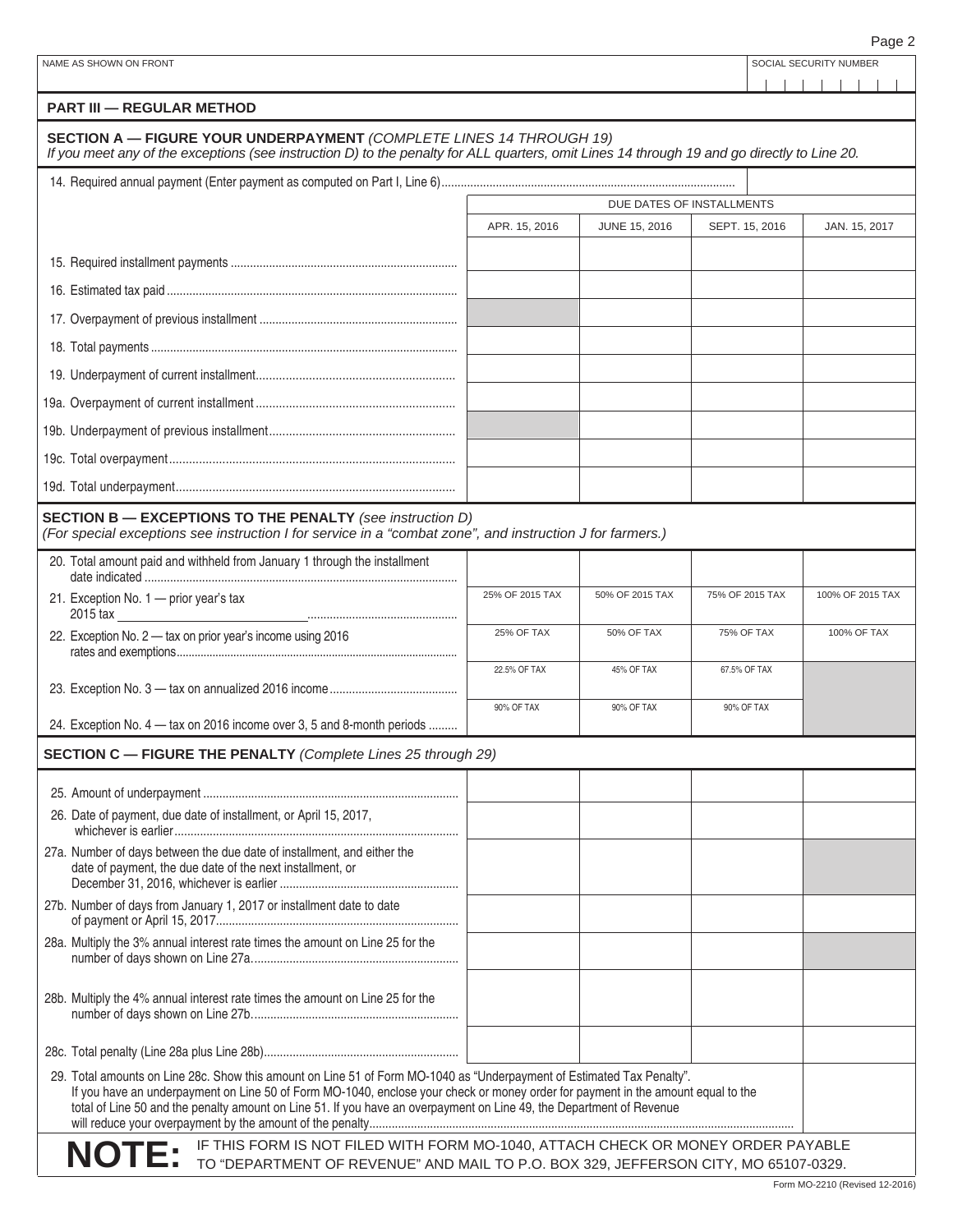| NAME AS SHOWN ON FRONT | SOCIAL SECURITY NUMBER |
|---|---|
| | |

## PART III — REGULAR METHOD

### SECTION A — FIGURE YOUR UNDERPAYMENT *(COMPLETE LINES 14 THROUGH 19)*

*If you meet any of the exceptions (see instruction D) to the penalty for ALL quarters, omit Lines 14 through 19 and go directly to Line 20.*

14. Required annual payment (Enter payment as computed on Part I, Line 6) ..........

| | DUE DATES OF INSTALLMENTS | | | |
|---|---|---|---|---|
| | APR. 15, 2016 | JUNE 15, 2016 | SEPT. 15, 2016 | JAN. 15, 2017 |
| 15. Required installment payments | | | | |
| 16. Estimated tax paid | | | | |
| 17. Overpayment of previous installment | | | | |
| 18. Total payments | | | | |
| 19. Underpayment of current installment | | | | |
| 19a. Overpayment of current installment | | | | |
| 19b. Underpayment of previous installment | | | | |
| 19c. Total overpayment | | | | |
| 19d. Total underpayment | | | | |

### SECTION B — EXCEPTIONS TO THE PENALTY *(see instruction D)*

*(For special exceptions see instruction I for service in a "combat zone", and instruction J for farmers.)*

| | | | | |
|---|---|---|---|---|
| 20. Total amount paid and withheld from January 1 through the installment date indicated | | | | |
| 21. Exception No. 1 — prior year's tax 2015 tax ________ | 25% OF 2015 TAX | 50% OF 2015 TAX | 75% OF 2015 TAX | 100% OF 2015 TAX |
| 22. Exception No. 2 — tax on prior year's income using 2016 rates and exemptions | 25% OF TAX | 50% OF TAX | 75% OF TAX | 100% OF TAX |
| 23. Exception No. 3 — tax on annualized 2016 income | 22.5% OF TAX | 45% OF TAX | 67.5% OF TAX | |
| 24. Exception No. 4 — tax on 2016 income over 3, 5 and 8-month periods | 90% OF TAX | 90% OF TAX | 90% OF TAX | |

### SECTION C — FIGURE THE PENALTY *(Complete Lines 25 through 29)*

| | | | | |
|---|---|---|---|---|
| 25. Amount of underpayment | | | | |
| 26. Date of payment, due date of installment, or April 15, 2017, whichever is earlier | | | | |
| 27a. Number of days between the due date of installment, and either the date of payment, the due date of the next installment, or December 31, 2016, whichever is earlier | | | | |
| 27b. Number of days from January 1, 2017 or installment date to date of payment or April 15, 2017 | | | | |
| 28a. Multiply the 3% annual interest rate times the amount on Line 25 for the number of days shown on Line 27a | | | | |
| 28b. Multiply the 4% annual interest rate times the amount on Line 25 for the number of days shown on Line 27b | | | | |
| 28c. Total penalty (Line 28a plus Line 28b) | | | | |

29. Total amounts on Line 28c. Show this amount on Line 51 of Form MO-1040 as "Underpayment of Estimated Tax Penalty". If you have an underpayment on Line 50 of Form MO-1040, enclose your check or money order for payment in the amount equal to the total of Line 50 and the penalty amount on Line 51. If you have an overpayment on Line 49, the Department of Revenue will reduce your overpayment by the amount of the penalty ..........

**NOTE:** IF THIS FORM IS NOT FILED WITH FORM MO-1040, ATTACH CHECK OR MONEY ORDER PAYABLE TO "DEPARTMENT OF REVENUE" AND MAIL TO P.O. BOX 329, JEFFERSON CITY, MO 65107-0329.

Form MO-2210 (Revised 12-2016)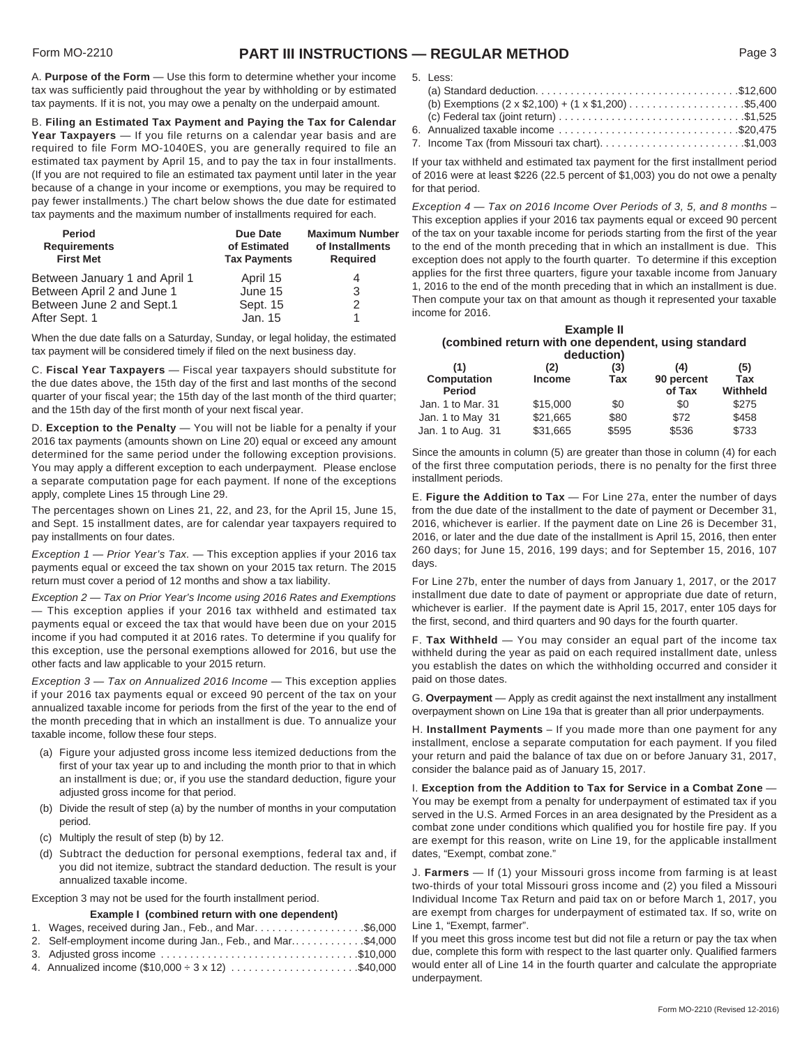# PART III INSTRUCTIONS — REGULAR METHOD

A. **Purpose of the Form** — Use this form to determine whether your income tax was sufficiently paid throughout the year by withholding or by estimated tax payments. If it is not, you may owe a penalty on the underpaid amount.

B. **Filing an Estimated Tax Payment and Paying the Tax for Calendar Year Taxpayers** — If you file returns on a calendar year basis and are required to file Form MO-1040ES, you are generally required to file an estimated tax payment by April 15, and to pay the tax in four installments. (If you are not required to file an estimated tax payment until later in the year because of a change in your income or exemptions, you may be required to pay fewer installments.) The chart below shows the due date for estimated tax payments and the maximum number of installments required for each.

| Period Requirements First Met | Due Date of Estimated Tax Payments | Maximum Number of Installments Required |
|---|---|---|
| Between January 1 and April 1 | April 15 | 4 |
| Between April 2 and June 1 | June 15 | 3 |
| Between June 2 and Sept.1 | Sept. 15 | 2 |
| After Sept. 1 | Jan. 15 | 1 |

When the due date falls on a Saturday, Sunday, or legal holiday, the estimated tax payment will be considered timely if filed on the next business day.

C. **Fiscal Year Taxpayers** — Fiscal year taxpayers should substitute for the due dates above, the 15th day of the first and last months of the second quarter of your fiscal year; the 15th day of the last month of the third quarter; and the 15th day of the first month of your next fiscal year.

D. **Exception to the Penalty** — You will not be liable for a penalty if your 2016 tax payments (amounts shown on Line 20) equal or exceed any amount determined for the same period under the following exception provisions. You may apply a different exception to each underpayment. Please enclose a separate computation page for each payment. If none of the exceptions apply, complete Lines 15 through Line 29.

The percentages shown on Lines 21, 22, and 23, for the April 15, June 15, and Sept. 15 installment dates, are for calendar year taxpayers required to pay installments on four dates.

*Exception 1 — Prior Year's Tax.* — This exception applies if your 2016 tax payments equal or exceed the tax shown on your 2015 tax return. The 2015 return must cover a period of 12 months and show a tax liability.

*Exception 2 — Tax on Prior Year's Income using 2016 Rates and Exemptions* — This exception applies if your 2016 tax withheld and estimated tax payments equal or exceed the tax that would have been due on your 2015 income if you had computed it at 2016 rates. To determine if you qualify for this exception, use the personal exemptions allowed for 2016, but use the other facts and law applicable to your 2015 return.

*Exception 3 — Tax on Annualized 2016 Income* — This exception applies if your 2016 tax payments equal or exceed 90 percent of the tax on your annualized taxable income for periods from the first of the year to the end of the month preceding that in which an installment is due. To annualize your taxable income, follow these four steps.

(a) Figure your adjusted gross income less itemized deductions from the first of your tax year up to and including the month prior to that in which an installment is due; or, if you use the standard deduction, figure your adjusted gross income for that period.

(b) Divide the result of step (a) by the number of months in your computation period.

(c) Multiply the result of step (b) by 12.

(d) Subtract the deduction for personal exemptions, federal tax and, if you did not itemize, subtract the standard deduction. The result is your annualized taxable income.

Exception 3 may not be used for the fourth installment period.

**Example I (combined return with one dependent)**

1. Wages, received during Jan., Feb., and Mar. . . . . . . . . . . . . . . . . . .$6,000
2. Self-employment income during Jan., Feb., and Mar. . . . . . . . . . . . .$4,000
3. Adjusted gross income . . . . . . . . . . . . . . . . . . . . . . . . . . . . . . . . .$10,000
4. Annualized income ($10,000 ÷ 3 x 12) . . . . . . . . . . . . . . . . . . . . .$40,000
5. Less:
   (a) Standard deduction. . . . . . . . . . . . . . . . . . . . . . . . . . . . . . . . . .$12,600
   (b) Exemptions (2 x $2,100) + (1 x $1,200) . . . . . . . . . . . . . . . . . . .$5,400
   (c) Federal tax (joint return) . . . . . . . . . . . . . . . . . . . . . . . . . . . . . .$1,525
6. Annualized taxable income . . . . . . . . . . . . . . . . . . . . . . . . . . . . . .$20,475
7. Income Tax (from Missouri tax chart). . . . . . . . . . . . . . . . . . . . . . . .$1,003

If your tax withheld and estimated tax payment for the first installment period of 2016 were at least $226 (22.5 percent of $1,003) you do not owe a penalty for that period.

*Exception 4 — Tax on 2016 Income Over Periods of 3, 5, and 8 months* – This exception applies if your 2016 tax payments equal or exceed 90 percent of the tax on your taxable income for periods starting from the first of the year to the end of the month preceding that in which an installment is due. This exception does not apply to the fourth quarter. To determine if this exception applies for the first three quarters, figure your taxable income from January 1, 2016 to the end of the month preceding that in which an installment is due. Then compute your tax on that amount as though it represented your taxable income for 2016.

**Example II**
**(combined return with one dependent, using standard deduction)**

| (1) Computation Period | (2) Income | (3) Tax | (4) 90 percent of Tax | (5) Tax Withheld |
|---|---|---|---|---|
| Jan. 1 to Mar. 31 | $15,000 | $0 | $0 | $275 |
| Jan. 1 to May 31 | $21,665 | $80 | $72 | $458 |
| Jan. 1 to Aug. 31 | $31,665 | $595 | $536 | $733 |

Since the amounts in column (5) are greater than those in column (4) for each of the first three computation periods, there is no penalty for the first three installment periods.

E. **Figure the Addition to Tax** — For Line 27a, enter the number of days from the due date of the installment to the date of payment or December 31, 2016, whichever is earlier. If the payment date on Line 26 is December 31, 2016, or later and the due date of the installment is April 15, 2016, then enter 260 days; for June 15, 2016, 199 days; and for September 15, 2016, 107 days.

For Line 27b, enter the number of days from January 1, 2017, or the 2017 installment due date to date of payment or appropriate due date of return, whichever is earlier. If the payment date is April 15, 2017, enter 105 days for the first, second, and third quarters and 90 days for the fourth quarter.

F. **Tax Withheld** — You may consider an equal part of the income tax withheld during the year as paid on each required installment date, unless you establish the dates on which the withholding occurred and consider it paid on those dates.

G. **Overpayment** — Apply as credit against the next installment any installment overpayment shown on Line 19a that is greater than all prior underpayments.

H. **Installment Payments** – If you made more than one payment for any installment, enclose a separate computation for each payment. If you filed your return and paid the balance of tax due on or before January 31, 2017, consider the balance paid as of January 15, 2017.

I. **Exception from the Addition to Tax for Service in a Combat Zone** — You may be exempt from a penalty for underpayment of estimated tax if you served in the U.S. Armed Forces in an area designated by the President as a combat zone under conditions which qualified you for hostile fire pay. If you are exempt for this reason, write on Line 19, for the applicable installment dates, "Exempt, combat zone."

J. **Farmers** — If (1) your Missouri gross income from farming is at least two-thirds of your total Missouri gross income and (2) you filed a Missouri Individual Income Tax Return and paid tax on or before March 1, 2017, you are exempt from charges for underpayment of estimated tax. If so, write on Line 1, "Exempt, farmer".

If you meet this gross income test but did not file a return or pay the tax when due, complete this form with respect to the last quarter only. Qualified farmers would enter all of Line 14 in the fourth quarter and calculate the appropriate underpayment.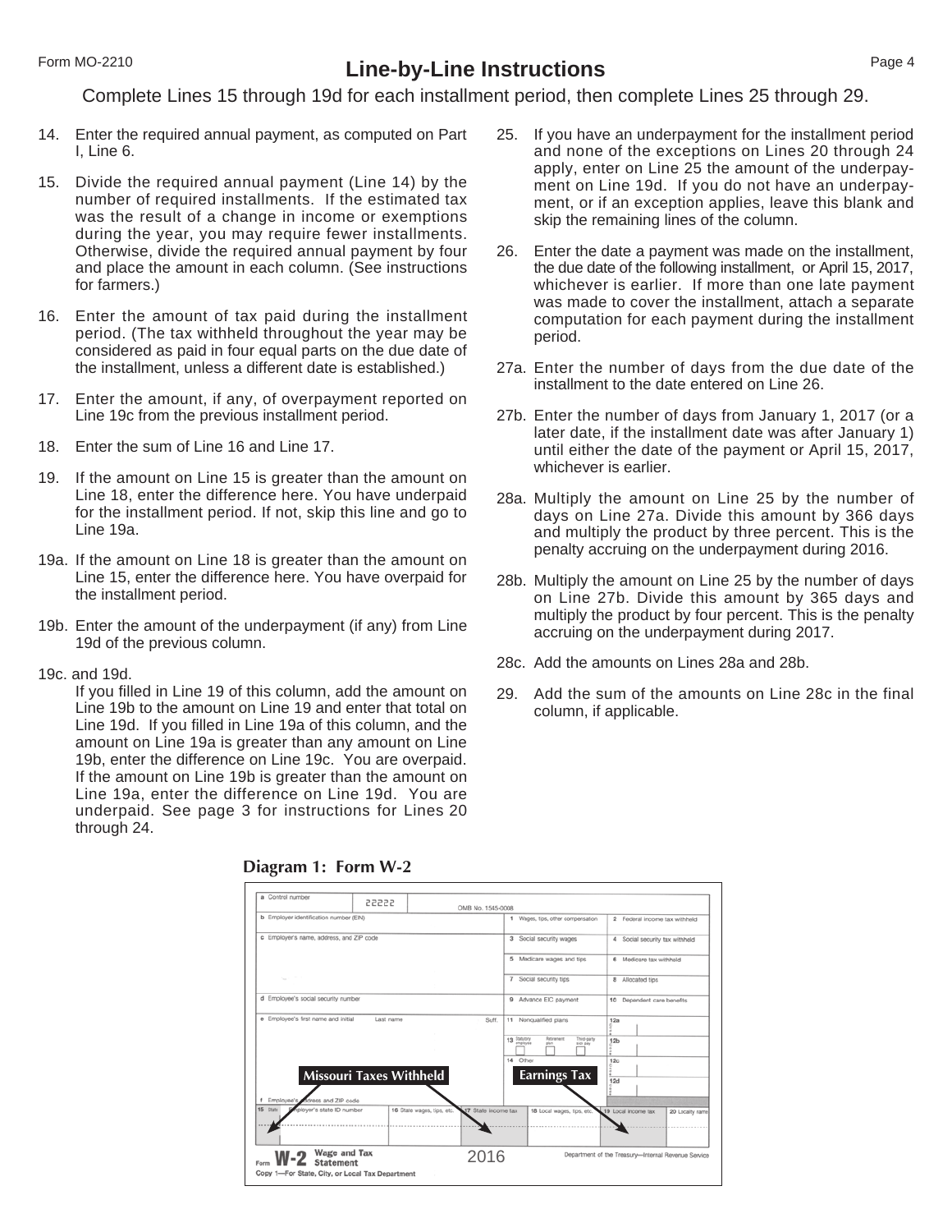# Line-by-Line Instructions

Complete Lines 15 through 19d for each installment period, then complete Lines 25 through 29.

14. Enter the required annual payment, as computed on Part I, Line 6.

15. Divide the required annual payment (Line 14) by the number of required installments. If the estimated tax was the result of a change in income or exemptions during the year, you may require fewer installments. Otherwise, divide the required annual payment by four and place the amount in each column. (See instructions for farmers.)

16. Enter the amount of tax paid during the installment period. (The tax withheld throughout the year may be considered as paid in four equal parts on the due date of the installment, unless a different date is established.)

17. Enter the amount, if any, of overpayment reported on Line 19c from the previous installment period.

18. Enter the sum of Line 16 and Line 17.

19. If the amount on Line 15 is greater than the amount on Line 18, enter the difference here. You have underpaid for the installment period. If not, skip this line and go to Line 19a.

19a. If the amount on Line 18 is greater than the amount on Line 15, enter the difference here. You have overpaid for the installment period.

19b. Enter the amount of the underpayment (if any) from Line 19d of the previous column.

19c. and 19d.
If you filled in Line 19 of this column, add the amount on Line 19b to the amount on Line 19 and enter that total on Line 19d. If you filled in Line 19a of this column, and the amount on Line 19a is greater than any amount on Line 19b, enter the difference on Line 19c. You are overpaid. If the amount on Line 19b is greater than the amount on Line 19a, enter the difference on Line 19d. You are underpaid. See page 3 for instructions for Lines 20 through 24.

25. If you have an underpayment for the installment period and none of the exceptions on Lines 20 through 24 apply, enter on Line 25 the amount of the underpayment on Line 19d. If you do not have an underpayment, or if an exception applies, leave this blank and skip the remaining lines of the column.

26. Enter the date a payment was made on the installment, the due date of the following installment, or April 15, 2017, whichever is earlier. If more than one late payment was made to cover the installment, attach a separate computation for each payment during the installment period.

27a. Enter the number of days from the due date of the installment to the date entered on Line 26.

27b. Enter the number of days from January 1, 2017 (or a later date, if the installment date was after January 1) until either the date of the payment or April 15, 2017, whichever is earlier.

28a. Multiply the amount on Line 25 by the number of days on Line 27a. Divide this amount by 366 days and multiply the product by three percent. This is the penalty accruing on the underpayment during 2016.

28b. Multiply the amount on Line 25 by the number of days on Line 27b. Divide this amount by 365 days and multiply the product by four percent. This is the penalty accruing on the underpayment during 2017.

28c. Add the amounts on Lines 28a and 28b.

29. Add the sum of the amounts on Line 28c in the final column, if applicable.

**Diagram 1: Form W-2**

Missouri Taxes Withheld

Earnings Tax

Form W-2 Wage and Tax Statement 2016

Copy 1—For State, City, or Local Tax Department

Department of the Treasury—Internal Revenue Service